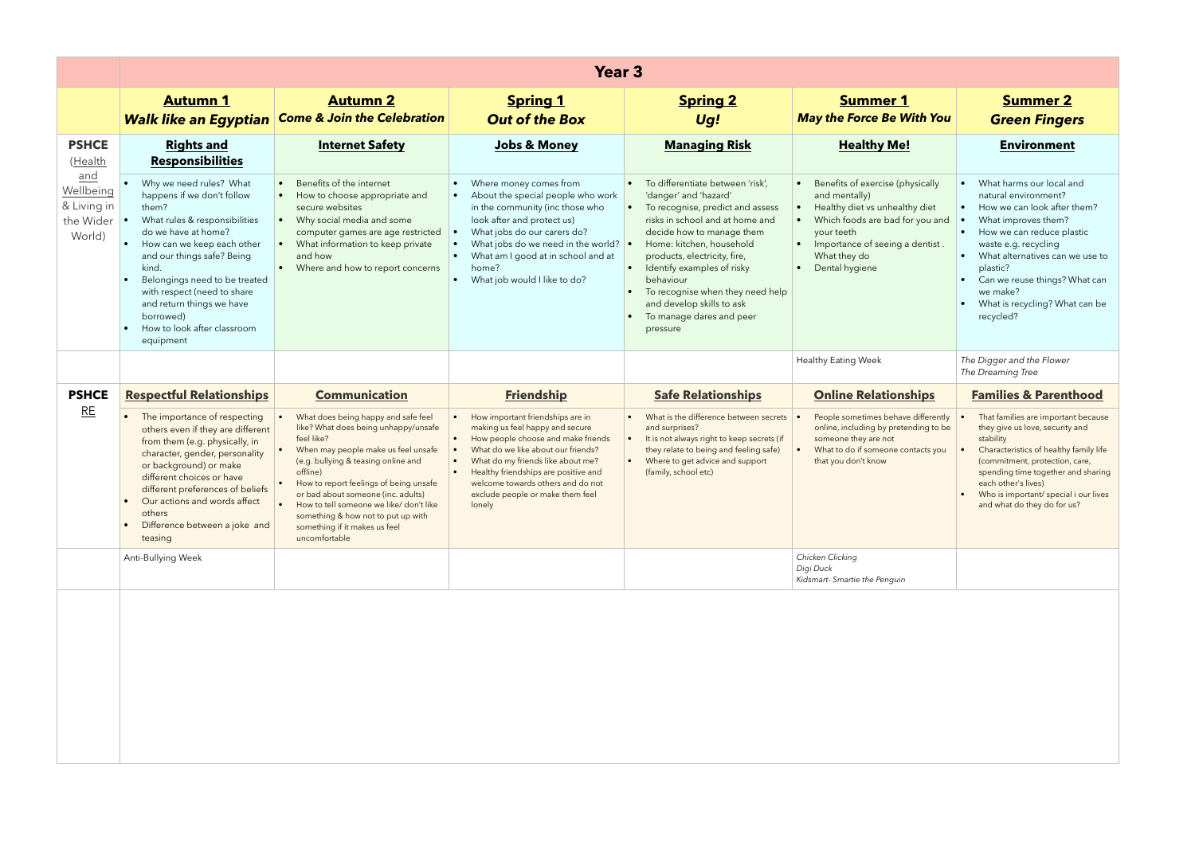| | Year 3 | | | | | |
|---|---|---|---|---|---|---|
| | **Autumn 1** *Walk like an Egyptian* | **Autumn 2** *Come & Join the Celebration* | **Spring 1** *Out of the Box* | **Spring 2** *Ug!* | **Summer 1** *May the Force Be With You* | **Summer 2** *Green Fingers* |
| **PSHCE** (Health and Wellbeing & Living in the Wider World) | **Rights and Responsibilities** | **Internet Safety** | **Jobs & Money** | **Managing Risk** | **Healthy Me!** | **Environment** |
| | • Why we need rules? What happens if we don't follow them?<br>• What rules & responsibilities do we have at home?<br>• How can we keep each other and our things safe? Being kind.<br>• Belongings need to be treated with respect (need to share and return things we have borrowed)<br>• How to look after classroom equipment | • Benefits of the internet<br>• How to choose appropriate and secure websites<br>• Why social media and some computer games are age restricted<br>• What information to keep private and how<br>• Where and how to report concerns | • Where money comes from<br>• About the special people who work in the community (inc those who look after and protect us)<br>• What jobs do our carers do?<br>• What jobs do we need in the world?<br>• What am I good at in school and at home?<br>• What job would I like to do? | • To differentiate between 'risk', 'danger' and 'hazard'<br>• To recognise, predict and assess risks in school and at home and decide how to manage them<br>• Home: kitchen, household products, electricity, fire,<br>• Identify examples of risky behaviour<br>• To recognise when they need help and develop skills to ask<br>• To manage dares and peer pressure | • Benefits of exercise (physically and mentally)<br>• Healthy diet vs unhealthy diet<br>• Which foods are bad for you and your teeth<br>• Importance of seeing a dentist . What they do<br>• Dental hygiene | • What harms our local and natural environment?<br>• How we can look after them?<br>• What improves them?<br>• How we can reduce plastic waste e.g. recycling<br>• What alternatives can we use to plastic?<br>• Can we reuse things? What can we make?<br>• What is recycling? What can be recycled? |
| | | | | | Healthy Eating Week | *The Digger and the Flower*<br>*The Dreaming Tree* |
| **PSHCE** RE | **Respectful Relationships** | **Communication** | **Friendship** | **Safe Relationships** | **Online Relationships** | **Families & Parenthood** |
| | • The importance of respecting others even if they are different from them (e.g. physically, in character, gender, personality or background) or make different choices or have different preferences of beliefs<br>• Our actions and words affect others<br>• Difference between a joke and teasing | • What does being happy and safe feel like? What does being unhappy/unsafe feel like?<br>• When may people make us feel unsafe (e.g. bullying & teasing online and offline)<br>• How to report feelings of being unsafe or bad about someone (inc. adults)<br>• How to tell someone we like/ don't like something & how not to put up with something if it makes us feel uncomfortable | • How important friendships are in making us feel happy and secure<br>• How people choose and make friends<br>• What do we like about our friends?<br>• What do my friends like about me?<br>• Healthy friendships are positive and welcome towards others and do not exclude people or make them feel lonely | • What is the difference between secrets and surprises?<br>• It is not always right to keep secrets (if they relate to being and feeling safe)<br>• Where to get advice and support (family, school etc) | • People sometimes behave differently online, including by pretending to be someone they are not<br>• What to do if someone contacts you that you don't know | • That families are important because they give us love, security and stability<br>• Characteristics of healthy family life (commitment, protection, care, spending time together and sharing each other's lives)<br>• Who is important/ special i our lives and what do they do for us? |
| | Anti-Bullying Week | | | | *Chicken Clicking*<br>*Digi Duck*<br>*Kidsmart- Smartie the Penguin* | |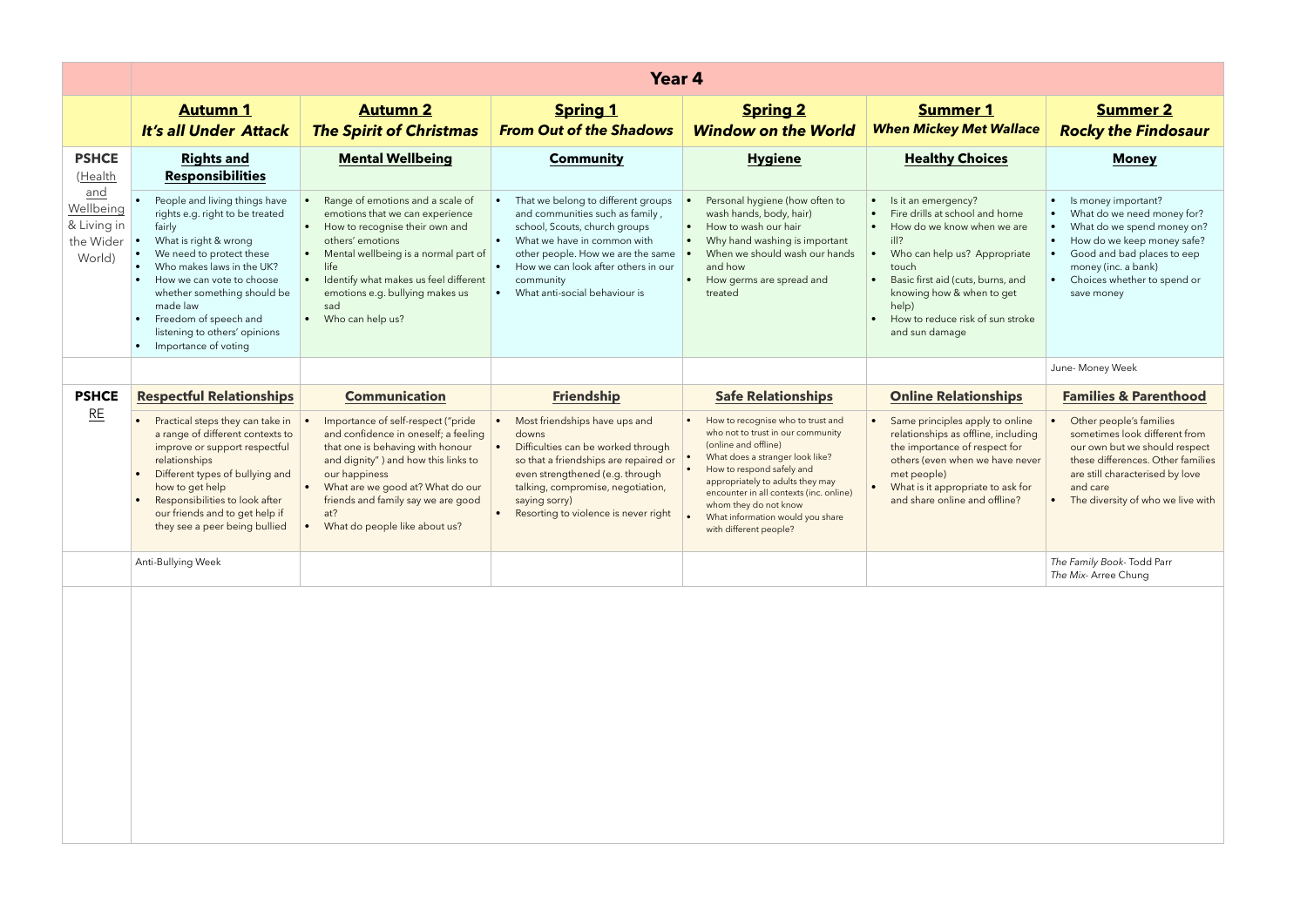| | **Year 4** | | | | | |
|---|---|---|---|---|---|---|
| | **Autumn 1** *It's all Under Attack* | **Autumn 2** *The Spirit of Christmas* | **Spring 1** *From Out of the Shadows* | **Spring 2** *Window on the World* | **Summer 1** *When Mickey Met Wallace* | **Summer 2** *Rocky the Findosaur* |
| **PSHCE** (Health and Wellbeing & Living in the Wider World) | **Rights and Responsibilities** | **Mental Wellbeing** | **Community** | **Hygiene** | **Healthy Choices** | **Money** |
| | • People and living things have rights e.g. right to be treated fairly<br>• What is right & wrong<br>• We need to protect these<br>• Who makes laws in the UK?<br>• How we can vote to choose whether something should be made law<br>• Freedom of speech and listening to others' opinions<br>• Importance of voting | • Range of emotions and a scale of emotions that we can experience<br>• How to recognise their own and others' emotions<br>• Mental wellbeing is a normal part of life<br>• Identify what makes us feel different emotions e.g. bullying makes us sad<br>• Who can help us? | • That we belong to different groups and communities such as family, school, Scouts, church groups<br>• What we have in common with other people. How we are the same<br>• How we can look after others in our community<br>• What anti-social behaviour is | • Personal hygiene (how often to wash hands, body, hair)<br>• How to wash our hair<br>• Why hand washing is important<br>• When we should wash our hands and how<br>• How germs are spread and treated | • Is it an emergency?<br>• Fire drills at school and home<br>• How do we know when we are ill?<br>• Who can help us? Appropriate touch<br>• Basic first aid (cuts, burns, and knowing how & when to get help)<br>• How to reduce risk of sun stroke and sun damage | • Is money important?<br>• What do we need money for?<br>• What do we spend money on?<br>• How do we keep money safe?<br>• Good and bad places to eep money (inc. a bank)<br>• Choices whether to spend or save money |
| | | | | | | June- Money Week |
| **PSHCE** RE | **Respectful Relationships** | **Communication** | **Friendship** | **Safe Relationships** | **Online Relationships** | **Families & Parenthood** |
| | • Practical steps they can take in a range of different contexts to improve or support respectful relationships<br>• Different types of bullying and how to get help<br>• Responsibilities to look after our friends and to get help if they see a peer being bullied | • Importance of self-respect ("pride and confidence in oneself; a feeling that one is behaving with honour and dignity") and how this links to our happiness<br>• What are we good at? What do our friends and family say we are good at?<br>• What do people like about us? | • Most friendships have ups and downs<br>• Difficulties can be worked through so that a friendships are repaired or even strengthened (e.g. through talking, compromise, negotiation, saying sorry)<br>• Resorting to violence is never right | • How to recognise who to trust and who not to trust in our community (online and offline)<br>• What does a stranger look like?<br>• How to respond safely and appropriately to adults they may encounter in all contexts (inc. online) whom they do not know<br>• What information would you share with different people? | • Same principles apply to online relationships as offline, including the importance of respect for others (even when we have never met people)<br>• What is it appropriate to ask for and share online and offline? | • Other people's families sometimes look different from our own but we should respect these differences. Other families are still characterised by love and care<br>• The diversity of who we live with |
| | Anti-Bullying Week | | | | | *The Family Book*- Todd Parr<br>*The Mix*- Arree Chung |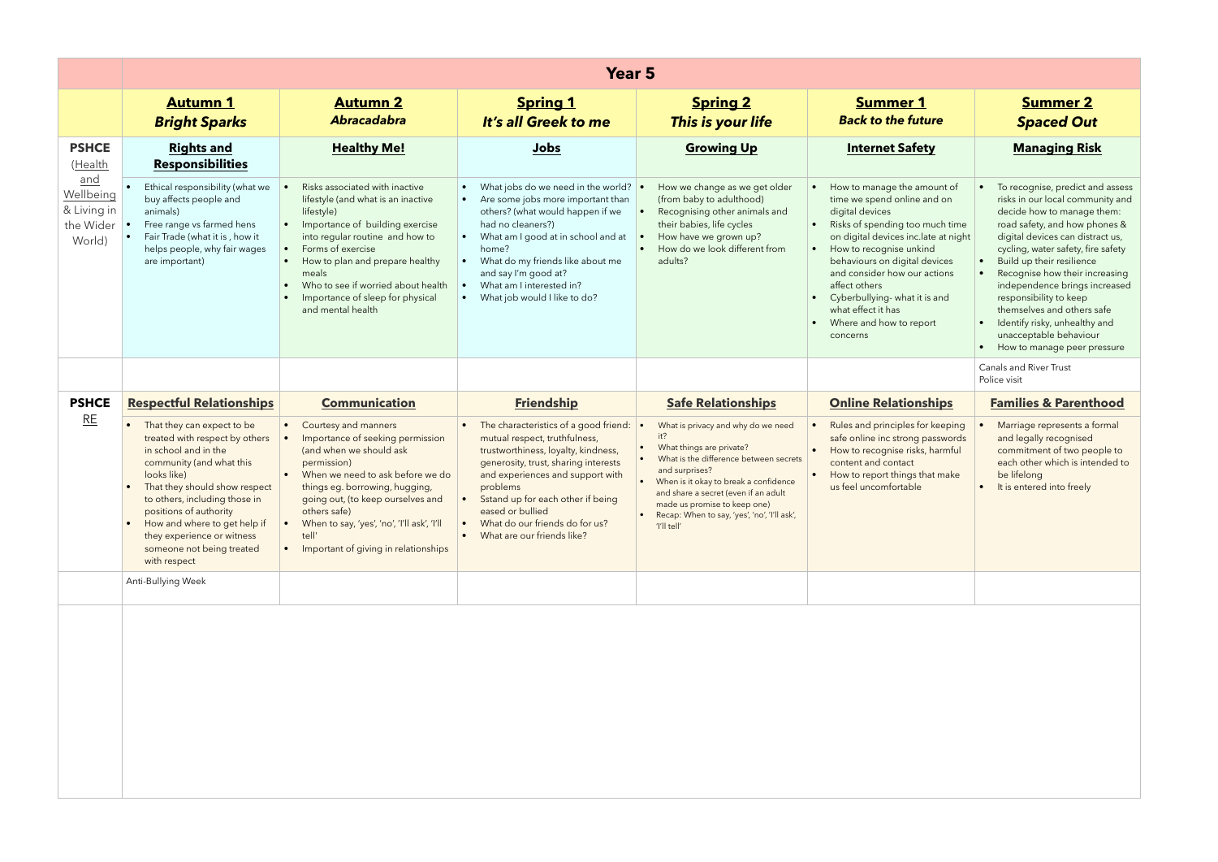| | **Year 5** | | | | | |
|---|---|---|---|---|---|---|
| | **Autumn 1** ***Bright Sparks*** | **Autumn 2** ***Abracadabra*** | **Spring 1** ***It's all Greek to me*** | **Spring 2** ***This is your life*** | **Summer 1** ***Back to the future*** | **Summer 2** ***Spaced Out*** |
| **PSHCE** (Health and Wellbeing & Living in the Wider World) | **Rights and Responsibilities** | **Healthy Me!** | **Jobs** | **Growing Up** | **Internet Safety** | **Managing Risk** |
| | • Ethical responsibility (what we buy affects people and animals)<br>• Free range vs farmed hens<br>• Fair Trade (what it is , how it helps people, why fair wages are important) | • Risks associated with inactive lifestyle (and what is an inactive lifestyle)<br>• Importance of building exercise into regular routine and how to<br>• Forms of exercise<br>• How to plan and prepare healthy meals<br>• Who to see if worried about health<br>• Importance of sleep for physical and mental health | • What jobs do we need in the world?<br>• Are some jobs more important than others? (what would happen if we had no cleaners?)<br>• What am I good at in school and at home?<br>• What do my friends like about me and say I'm good at?<br>• What am I interested in?<br>• What job would I like to do? | • How we change as we get older (from baby to adulthood)<br>• Recognising other animals and their babies, life cycles<br>• How have we grown up?<br>• How do we look different from adults? | • How to manage the amount of time we spend online and on digital devices<br>• Risks of spending too much time on digital devices inc.late at night<br>• How to recognise unkind behaviours on digital devices and consider how our actions affect others<br>• Cyberbullying- what it is and what effect it has<br>• Where and how to report concerns | • To recognise, predict and assess risks in our local community and decide how to manage them: road safety, and how phones & digital devices can distract us, cycling, water safety, fire safety<br>• Build up their resilience<br>• Recognise how their increasing independence brings increased responsibility to keep themselves and others safe<br>• Identify risky, unhealthy and unacceptable behaviour<br>• How to manage peer pressure |
| | | | | | | Canals and River Trust<br>Police visit |
| **PSHCE** RE | **Respectful Relationships** | **Communication** | **Friendship** | **Safe Relationships** | **Online Relationships** | **Families & Parenthood** |
| | • That they can expect to be treated with respect by others in school and in the community (and what this looks like)<br>• That they should show respect to others, including those in positions of authority<br>• How and where to get help if they experience or witness someone not being treated with respect | • Courtesy and manners<br>• Importance of seeking permission (and when we should ask permission)<br>• When we need to ask before we do things eg. borrowing, hugging, going out, (to keep ourselves and others safe)<br>• When to say, 'yes', 'no', 'I'll ask', 'I'll tell'<br>• Important of giving in relationships | • The characteristics of a good friend: mutual respect, truthfulness, trustworthiness, loyalty, kindness, generosity, trust, sharing interests and experiences and support with problems<br>• Sstand up for each other if being eased or bullied<br>• What do our friends do for us?<br>• What are our friends like? | • What is privacy and why do we need it?<br>• What things are private?<br>• What is the difference between secrets and surprises?<br>• When is it okay to break a confidence and share a secret (even if an adult made us promise to keep one)<br>• Recap: When to say, 'yes', 'no', 'I'll ask', 'I'll tell' | • Rules and principles for keeping safe online inc strong passwords<br>• How to recognise risks, harmful content and contact<br>• How to report things that make us feel uncomfortable | • Marriage represents a formal and legally recognised commitment of two people to each other which is intended to be lifelong<br>• It is entered into freely |
| | Anti-Bullying Week | | | | | |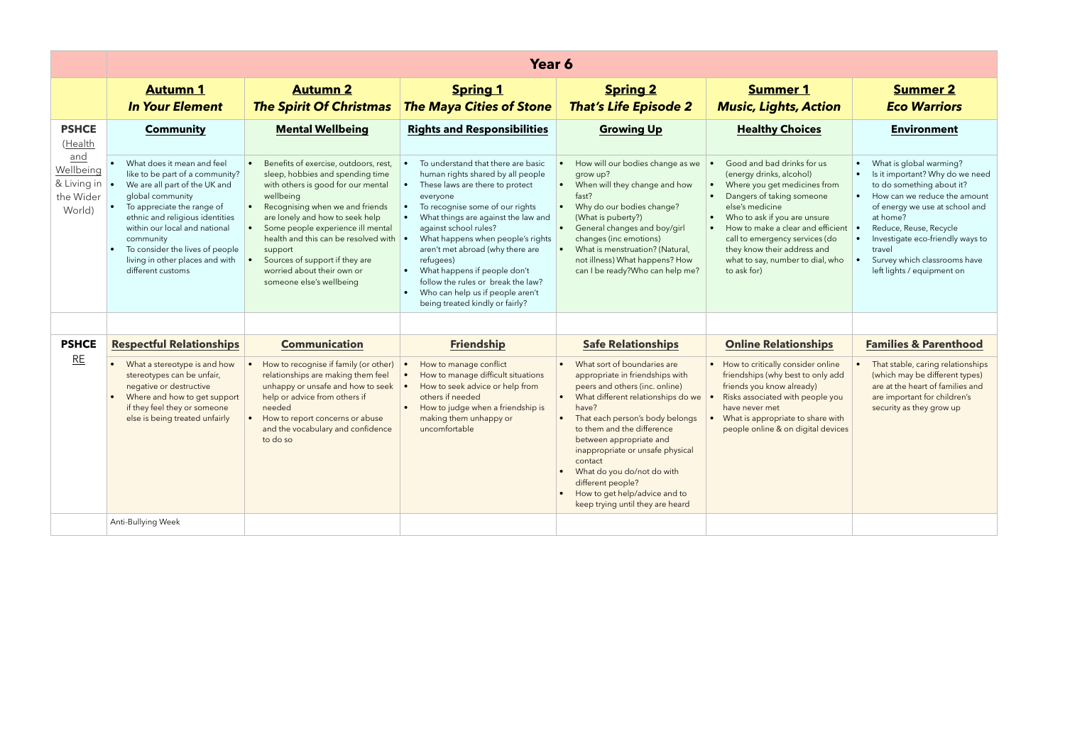| | Year 6 | | | | | |
|---|---|---|---|---|---|---|
| | **Autumn 1** ***In Your Element*** | **Autumn 2** ***The Spirit Of Christmas*** | **Spring 1** ***The Maya Cities of Stone*** | **Spring 2** ***That's Life Episode 2*** | **Summer 1** ***Music, Lights, Action*** | **Summer 2** ***Eco Warriors*** |
| **PSHCE** (Health and Wellbeing & Living in the Wider World) | **Community** | **Mental Wellbeing** | **Rights and Responsibilities** | **Growing Up** | **Healthy Choices** | **Environment** |
| | • What does it mean and feel like to be part of a community?<br>• We are all part of the UK and global community<br>• To appreciate the range of ethnic and religious identities within our local and national community<br>• To consider the lives of people living in other places and with different customs | • Benefits of exercise, outdoors, rest, sleep, hobbies and spending time with others is good for our mental wellbeing<br>• Recognising when we and friends are lonely and how to seek help<br>• Some people experience ill mental health and this can be resolved with support<br>• Sources of support if they are worried about their own or someone else's wellbeing | • To understand that there are basic human rights shared by all people<br>• These laws are there to protect everyone<br>• To recognise some of our rights<br>• What things are against the law and against school rules?<br>• What happens when people's rights aren't met abroad (why there are refugees)<br>• What happens if people don't follow the rules or break the law?<br>• Who can help us if people aren't being treated kindly or fairly? | • How will our bodies change as we grow up?<br>• When will they change and how fast?<br>• Why do our bodies change? (What is puberty?)<br>• General changes and boy/girl changes (inc emotions)<br>• What is menstruation? (Natural, not illness) What happens? How can I be ready?Who can help me? | • Good and bad drinks for us (energy drinks, alcohol)<br>• Where you get medicines from<br>• Dangers of taking someone else's medicine<br>• Who to ask if you are unsure<br>• How to make a clear and efficient call to emergency services (do they know their address and what to say, number to dial, who to ask for) | • What is global warming?<br>• Is it important? Why do we need to do something about it?<br>• How can we reduce the amount of energy we use at school and at home?<br>• Reduce, Reuse, Recycle<br>• Investigate eco-friendly ways to travel<br>• Survey which classrooms have left lights / equipment on |
| | | | | | | |
| **PSHCE** RE | **Respectful Relationships** | **Communication** | **Friendship** | **Safe Relationships** | **Online Relationships** | **Families & Parenthood** |
| | • What a stereotype is and how stereotypes can be unfair, negative or destructive<br>• Where and how to get support if they feel they or someone else is being treated unfairly | • How to recognise if family (or other) relationships are making them feel unhappy or unsafe and how to seek help or advice from others if needed<br>• How to report concerns or abuse and the vocabulary and confidence to do so | • How to manage conflict<br>• How to manage difficult situations<br>• How to seek advice or help from others if needed<br>• How to judge when a friendship is making them unhappy or uncomfortable | • What sort of boundaries are appropriate in friendships with peers and others (inc. online)<br>• What different relationships do we have?<br>• That each person's body belongs to them and the difference between appropriate and inappropriate or unsafe physical contact<br>• What do you do/not do with different people?<br>• How to get help/advice and to keep trying until they are heard | • How to critically consider online friendships (why best to only add friends you know already)<br>• Risks associated with people you have never met<br>• What is appropriate to share with people online & on digital devices | • That stable, caring relationships (which may be different types) are at the heart of families and are important for children's security as they grow up |
| | Anti-Bullying Week | | | | | |